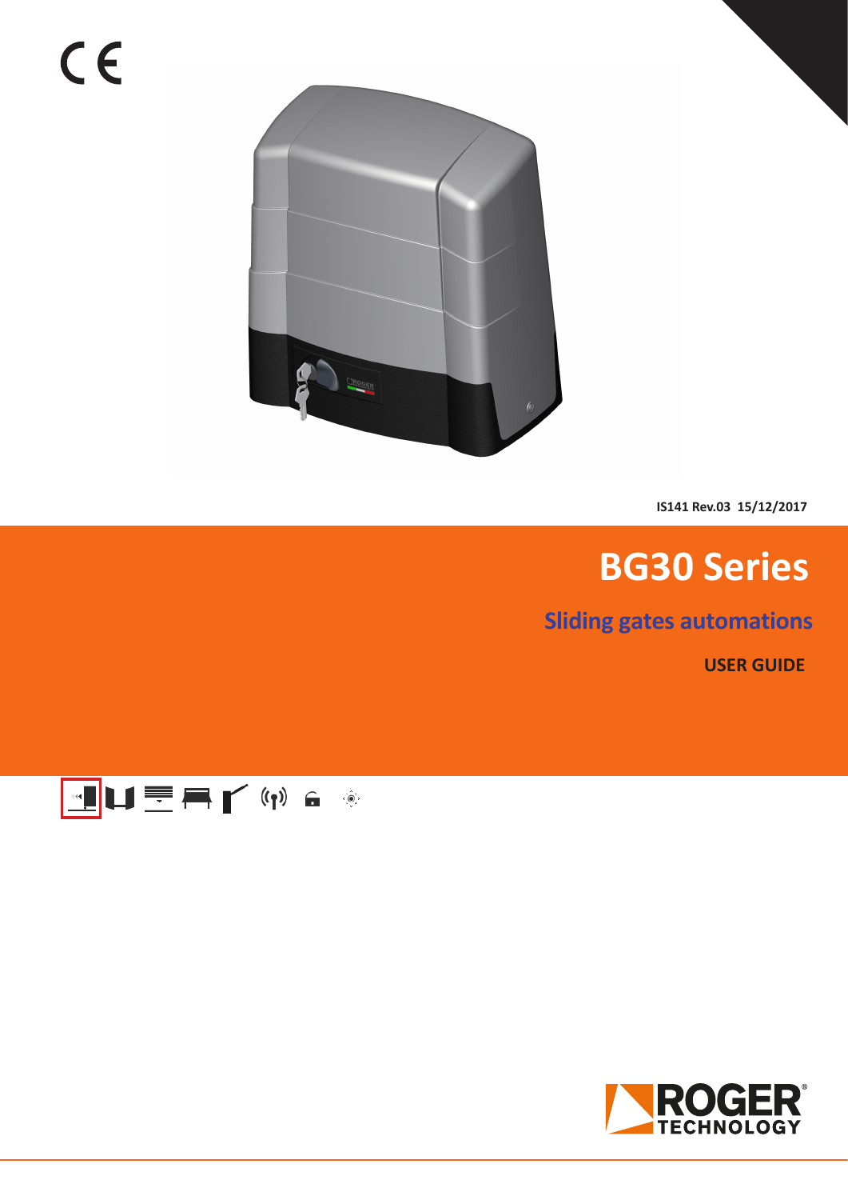IS141 Rev.03 15/12/2017

# BG30 Series

## Sliding gates automations

**USER GUIDE**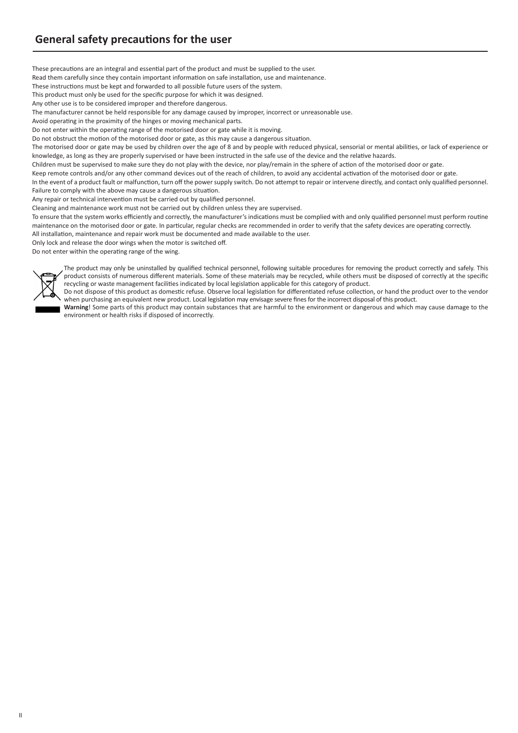## General safety precautions for the user

These precautions are an integral and essential part of the product and must be supplied to the user.
Read them carefully since they contain important information on safe installation, use and maintenance.
These instructions must be kept and forwarded to all possible future users of the system.
This product must only be used for the specific purpose for which it was designed.
Any other use is to be considered improper and therefore dangerous.
The manufacturer cannot be held responsible for any damage caused by improper, incorrect or unreasonable use.
Avoid operating in the proximity of the hinges or moving mechanical parts.
Do not enter within the operating range of the motorised door or gate while it is moving.
Do not obstruct the motion of the motorised door or gate, as this may cause a dangerous situation.
The motorised door or gate may be used by children over the age of 8 and by people with reduced physical, sensorial or mental abilities, or lack of experience or knowledge, as long as they are properly supervised or have been instructed in the safe use of the device and the relative hazards.
Children must be supervised to make sure they do not play with the device, nor play/remain in the sphere of action of the motorised door or gate.
Keep remote controls and/or any other command devices out of the reach of children, to avoid any accidental activation of the motorised door or gate.
In the event of a product fault or malfunction, turn off the power supply switch. Do not attempt to repair or intervene directly, and contact only qualified personnel.
Failure to comply with the above may cause a dangerous situation.
Any repair or technical intervention must be carried out by qualified personnel.
Cleaning and maintenance work must not be carried out by children unless they are supervised.
To ensure that the system works efficiently and correctly, the manufacturer's indications must be complied with and only qualified personnel must perform routine maintenance on the motorised door or gate. In particular, regular checks are recommended in order to verify that the safety devices are operating correctly.
All installation, maintenance and repair work must be documented and made available to the user.
Only lock and release the door wings when the motor is switched off.
Do not enter within the operating range of the wing.

The product may only be uninstalled by qualified technical personnel, following suitable procedures for removing the product correctly and safely. This product consists of numerous different materials. Some of these materials may be recycled, while others must be disposed of correctly at the specific recycling or waste management facilities indicated by local legislation applicable for this category of product.
Do not dispose of this product as domestic refuse. Observe local legislation for differentiated refuse collection, or hand the product over to the vendor when purchasing an equivalent new product. Local legislation may envisage severe fines for the incorrect disposal of this product.
**Warning**! Some parts of this product may contain substances that are harmful to the environment or dangerous and which may cause damage to the environment or health risks if disposed of incorrectly.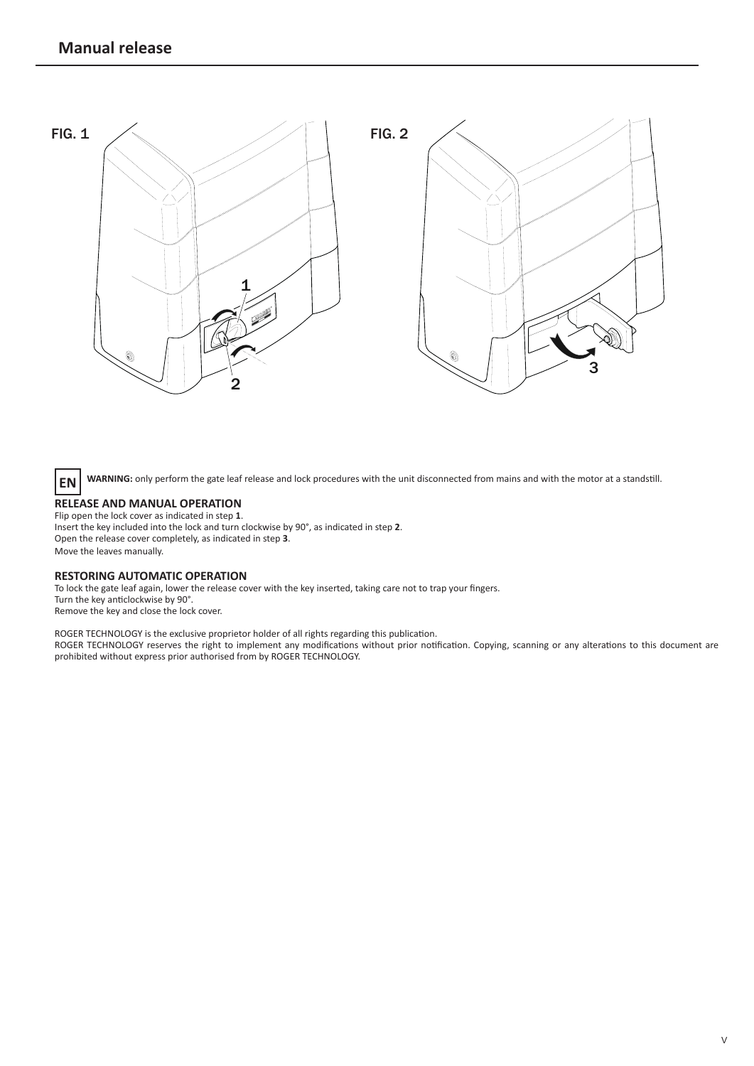## Manual release

FIG. 1

FIG. 2

**EN** **WARNING:** only perform the gate leaf release and lock procedures with the unit disconnected from mains and with the motor at a standstill.

**RELEASE AND MANUAL OPERATION**

Flip open the lock cover as indicated in step **1**.
Insert the key included into the lock and turn clockwise by 90°, as indicated in step **2**.
Open the release cover completely, as indicated in step **3**.
Move the leaves manually.

**RESTORING AUTOMATIC OPERATION**

To lock the gate leaf again, lower the release cover with the key inserted, taking care not to trap your fingers.
Turn the key anticlockwise by 90°.
Remove the key and close the lock cover.

ROGER TECHNOLOGY is the exclusive proprietor holder of all rights regarding this publication.
ROGER TECHNOLOGY reserves the right to implement any modifications without prior notification. Copying, scanning or any alterations to this document are prohibited without express prior authorised from by ROGER TECHNOLOGY.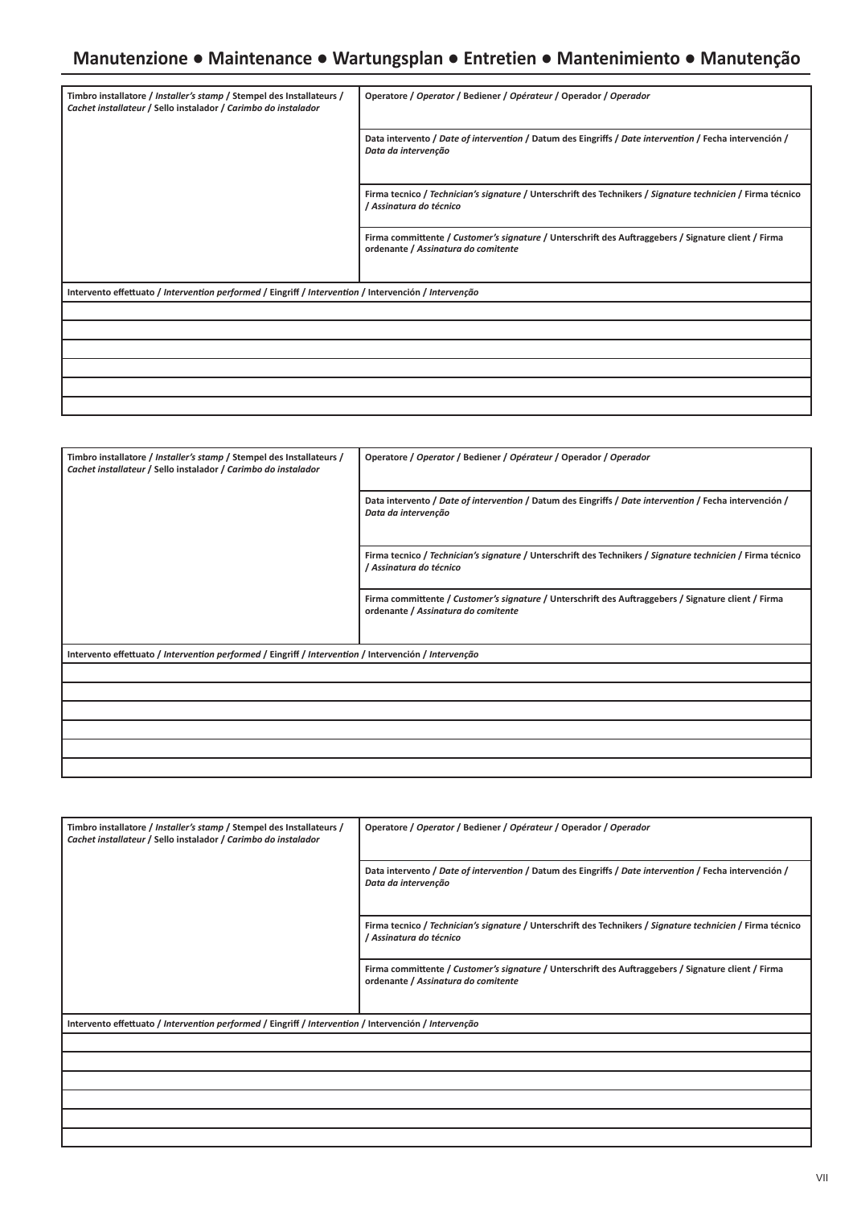# Manutenzione • Maintenance • Wartungsplan • Entretien • Mantenimiento • Manutenção

| **Timbro installatore / *Installer's stamp* / Stempel des Installateurs / *Cachet installateur* / Sello instalador / *Carimbo do instalador*** | **Operatore / *Operator* / Bediener / *Opérateur* / Operador / *Operador*** |
|---|---|
| | **Data intervento / *Date of intervention* / Datum des Eingriffs / *Date intervention* / Fecha intervención / *Data da intervenção*** |
| | **Firma tecnico / *Technician's signature* / Unterschrift des Technikers / *Signature technicien* / Firma técnico / *Assinatura do técnico*** |
| | **Firma committente / *Customer's signature* / Unterschrift des Auftraggebers / Signature client / Firma ordenante / *Assinatura do comitente*** |
| **Intervento effettuato / *Intervention performed* / Eingriff / *Intervention* / Intervención / *Intervenção*** | |
| | |
| | |
| | |
| | |
| | |
| | |

| **Timbro installatore / *Installer's stamp* / Stempel des Installateurs / *Cachet installateur* / Sello instalador / *Carimbo do instalador*** | **Operatore / *Operator* / Bediener / *Opérateur* / Operador / *Operador*** |
|---|---|
| | **Data intervento / *Date of intervention* / Datum des Eingriffs / *Date intervention* / Fecha intervención / *Data da intervenção*** |
| | **Firma tecnico / *Technician's signature* / Unterschrift des Technikers / *Signature technicien* / Firma técnico / *Assinatura do técnico*** |
| | **Firma committente / *Customer's signature* / Unterschrift des Auftraggebers / Signature client / Firma ordenante / *Assinatura do comitente*** |
| **Intervento effettuato / *Intervention performed* / Eingriff / *Intervention* / Intervención / *Intervenção*** | |
| | |
| | |
| | |
| | |
| | |
| | |

| **Timbro installatore / *Installer's stamp* / Stempel des Installateurs / *Cachet installateur* / Sello instalador / *Carimbo do instalador*** | **Operatore / *Operator* / Bediener / *Opérateur* / Operador / *Operador*** |
|---|---|
| | **Data intervento / *Date of intervention* / Datum des Eingriffs / *Date intervention* / Fecha intervención / *Data da intervenção*** |
| | **Firma tecnico / *Technician's signature* / Unterschrift des Technikers / *Signature technicien* / Firma técnico / *Assinatura do técnico*** |
| | **Firma committente / *Customer's signature* / Unterschrift des Auftraggebers / Signature client / Firma ordenante / *Assinatura do comitente*** |
| **Intervento effettuato / *Intervention performed* / Eingriff / *Intervention* / Intervención / *Intervenção*** | |
| | |
| | |
| | |
| | |
| | |
| | |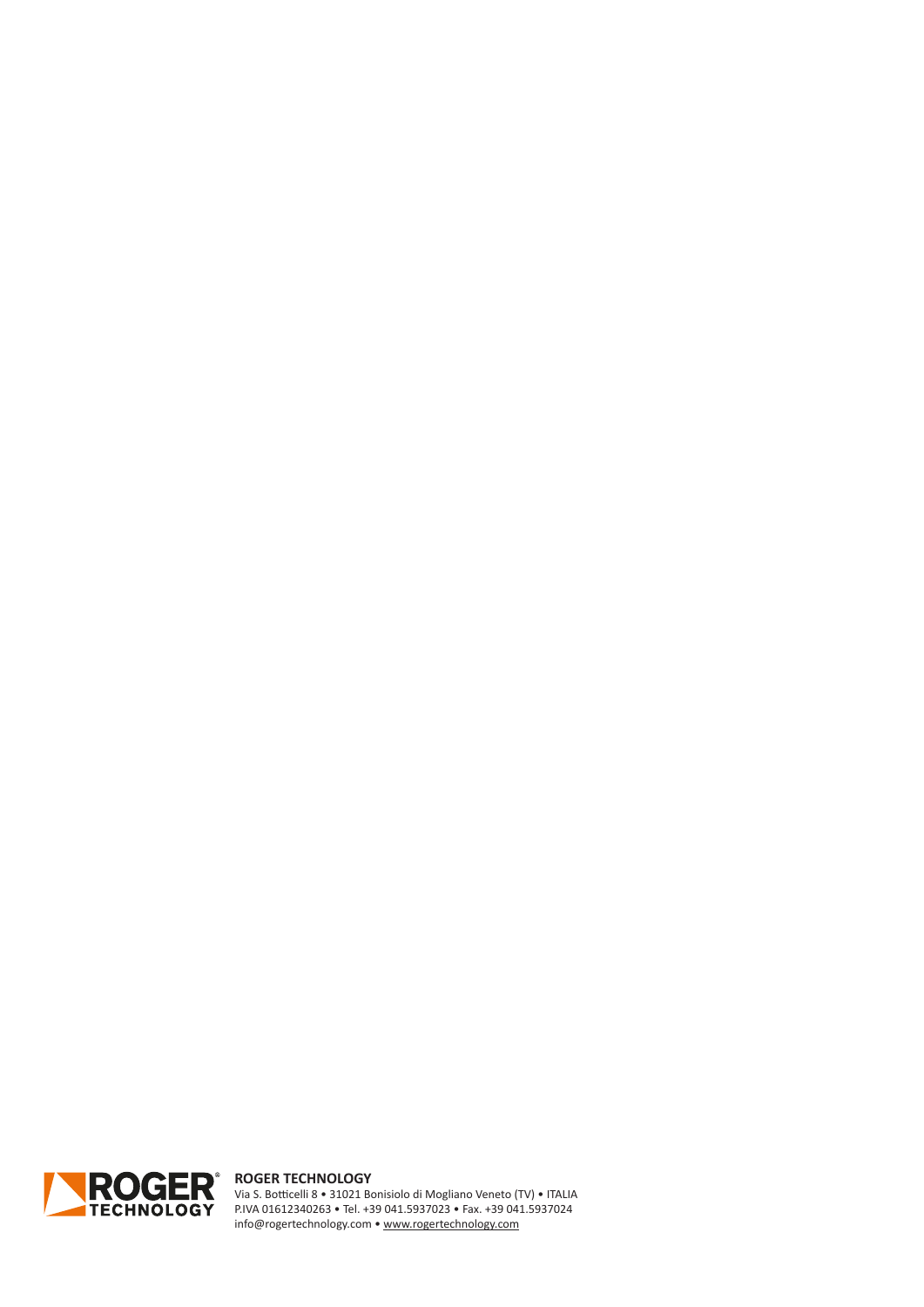**ROGER TECHNOLOGY**
Via S. Botticelli 8 • 31021 Bonisiolo di Mogliano Veneto (TV) • ITALIA
P.IVA 01612340263 • Tel. +39 041.5937023 • Fax. +39 041.5937024
info@rogertechnology.com • www.rogertechnology.com